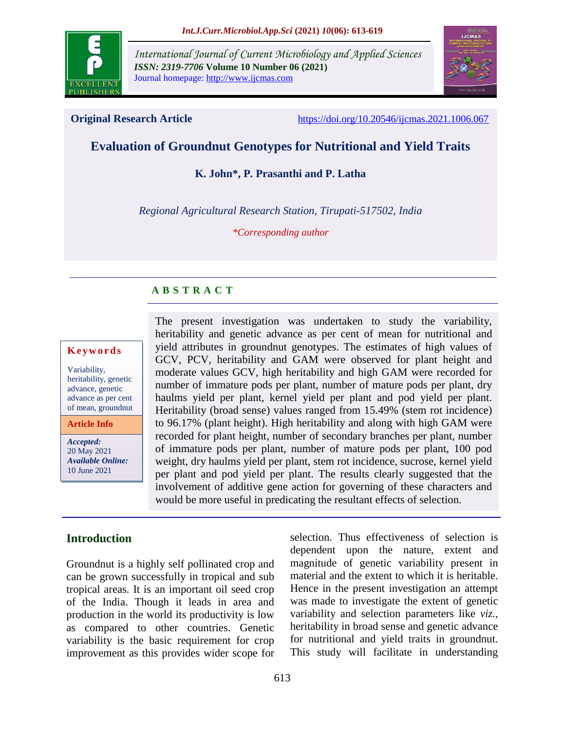International Journal of Current Microbiology and Applied Sciences
*ISSN: 2319-7706* **Volume 10 Number 06 (2021)**
Journal homepage: http://www.ijcmas.com

**Original Research Article** https://doi.org/10.20546/ijcmas.2021.1006.067

# Evaluation of Groundnut Genotypes for Nutritional and Yield Traits

**K. John\*, P. Prasanthi and P. Latha**

*Regional Agricultural Research Station, Tirupati-517502, India*

*\*Corresponding author*

## A B S T R A C T

**Keywords**

Variability, heritability, genetic advance, genetic advance as per cent of mean, groundnut

**Article Info**

***Accepted:*** 20 May 2021
***Available Online:*** 10 June 2021

The present investigation was undertaken to study the variability, heritability and genetic advance as per cent of mean for nutritional and yield attributes in groundnut genotypes. The estimates of high values of GCV, PCV, heritability and GAM were observed for plant height and moderate values GCV, high heritability and high GAM were recorded for number of immature pods per plant, number of mature pods per plant, dry haulms yield per plant, kernel yield per plant and pod yield per plant. Heritability (broad sense) values ranged from 15.49% (stem rot incidence) to 96.17% (plant height). High heritability and along with high GAM were recorded for plant height, number of secondary branches per plant, number of immature pods per plant, number of mature pods per plant, 100 pod weight, dry haulms yield per plant, stem rot incidence, sucrose, kernel yield per plant and pod yield per plant. The results clearly suggested that the involvement of additive gene action for governing of these characters and would be more useful in predicating the resultant effects of selection.

## Introduction

Groundnut is a highly self pollinated crop and can be grown successfully in tropical and sub tropical areas. It is an important oil seed crop of the India. Though it leads in area and production in the world its productivity is low as compared to other countries. Genetic variability is the basic requirement for crop improvement as this provides wider scope for selection. Thus effectiveness of selection is dependent upon the nature, extent and magnitude of genetic variability present in material and the extent to which it is heritable. Hence in the present investigation an attempt was made to investigate the extent of genetic variability and selection parameters like *viz.*, heritability in broad sense and genetic advance for nutritional and yield traits in groundnut. This study will facilitate in understanding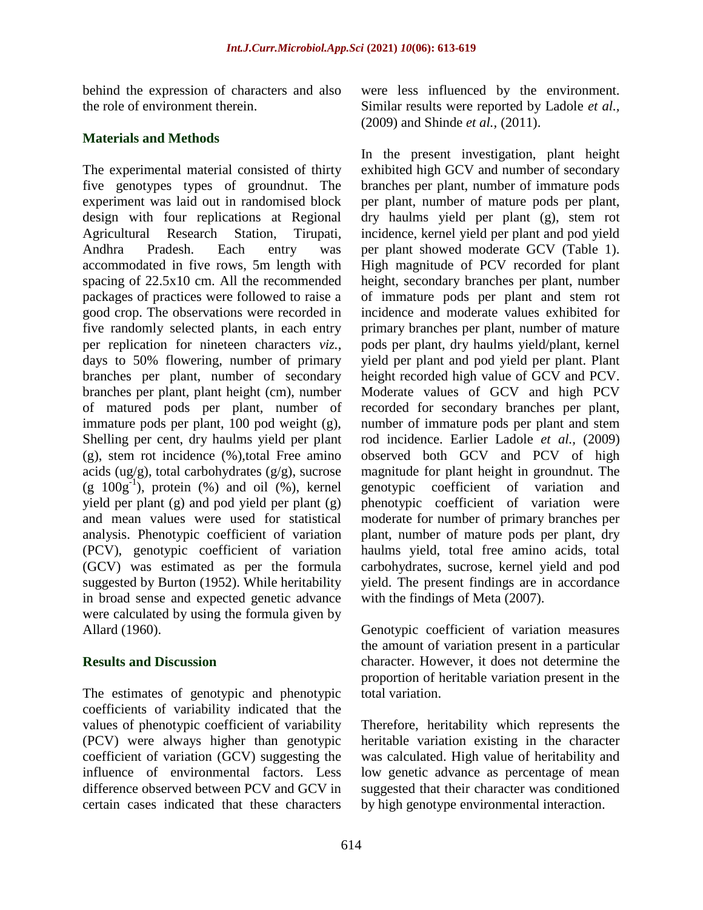behind the expression of characters and also the role of environment therein.

## Materials and Methods

The experimental material consisted of thirty five genotypes types of groundnut. The experiment was laid out in randomised block design with four replications at Regional Agricultural Research Station, Tirupati, Andhra Pradesh. Each entry was accommodated in five rows, 5m length with spacing of 22.5x10 cm. All the recommended packages of practices were followed to raise a good crop. The observations were recorded in five randomly selected plants, in each entry per replication for nineteen characters *viz.*, days to 50% flowering, number of primary branches per plant, number of secondary branches per plant, plant height (cm), number of matured pods per plant, number of immature pods per plant, 100 pod weight (g), Shelling per cent, dry haulms yield per plant (g), stem rot incidence (%),total Free amino acids (ug/g), total carbohydrates (g/g), sucrose (g $100g^{-1}$), protein (%) and oil (%), kernel yield per plant (g) and pod yield per plant (g) and mean values were used for statistical analysis. Phenotypic coefficient of variation (PCV), genotypic coefficient of variation (GCV) was estimated as per the formula suggested by Burton (1952). While heritability in broad sense and expected genetic advance were calculated by using the formula given by Allard (1960).

## Results and Discussion

The estimates of genotypic and phenotypic coefficients of variability indicated that the values of phenotypic coefficient of variability (PCV) were always higher than genotypic coefficient of variation (GCV) suggesting the influence of environmental factors. Less difference observed between PCV and GCV in certain cases indicated that these characters were less influenced by the environment. Similar results were reported by Ladole *et al.,* (2009) and Shinde *et al.,* (2011).

In the present investigation, plant height exhibited high GCV and number of secondary branches per plant, number of immature pods per plant, number of mature pods per plant, dry haulms yield per plant (g), stem rot incidence, kernel yield per plant and pod yield per plant showed moderate GCV (Table 1). High magnitude of PCV recorded for plant height, secondary branches per plant, number of immature pods per plant and stem rot incidence and moderate values exhibited for primary branches per plant, number of mature pods per plant, dry haulms yield/plant, kernel yield per plant and pod yield per plant. Plant height recorded high value of GCV and PCV. Moderate values of GCV and high PCV recorded for secondary branches per plant, number of immature pods per plant and stem rod incidence. Earlier Ladole *et al.,* (2009) observed both GCV and PCV of high magnitude for plant height in groundnut. The genotypic coefficient of variation and phenotypic coefficient of variation were moderate for number of primary branches per plant, number of mature pods per plant, dry haulms yield, total free amino acids, total carbohydrates, sucrose, kernel yield and pod yield. The present findings are in accordance with the findings of Meta (2007).

Genotypic coefficient of variation measures the amount of variation present in a particular character. However, it does not determine the proportion of heritable variation present in the total variation.

Therefore, heritability which represents the heritable variation existing in the character was calculated. High value of heritability and low genetic advance as percentage of mean suggested that their character was conditioned by high genotype environmental interaction.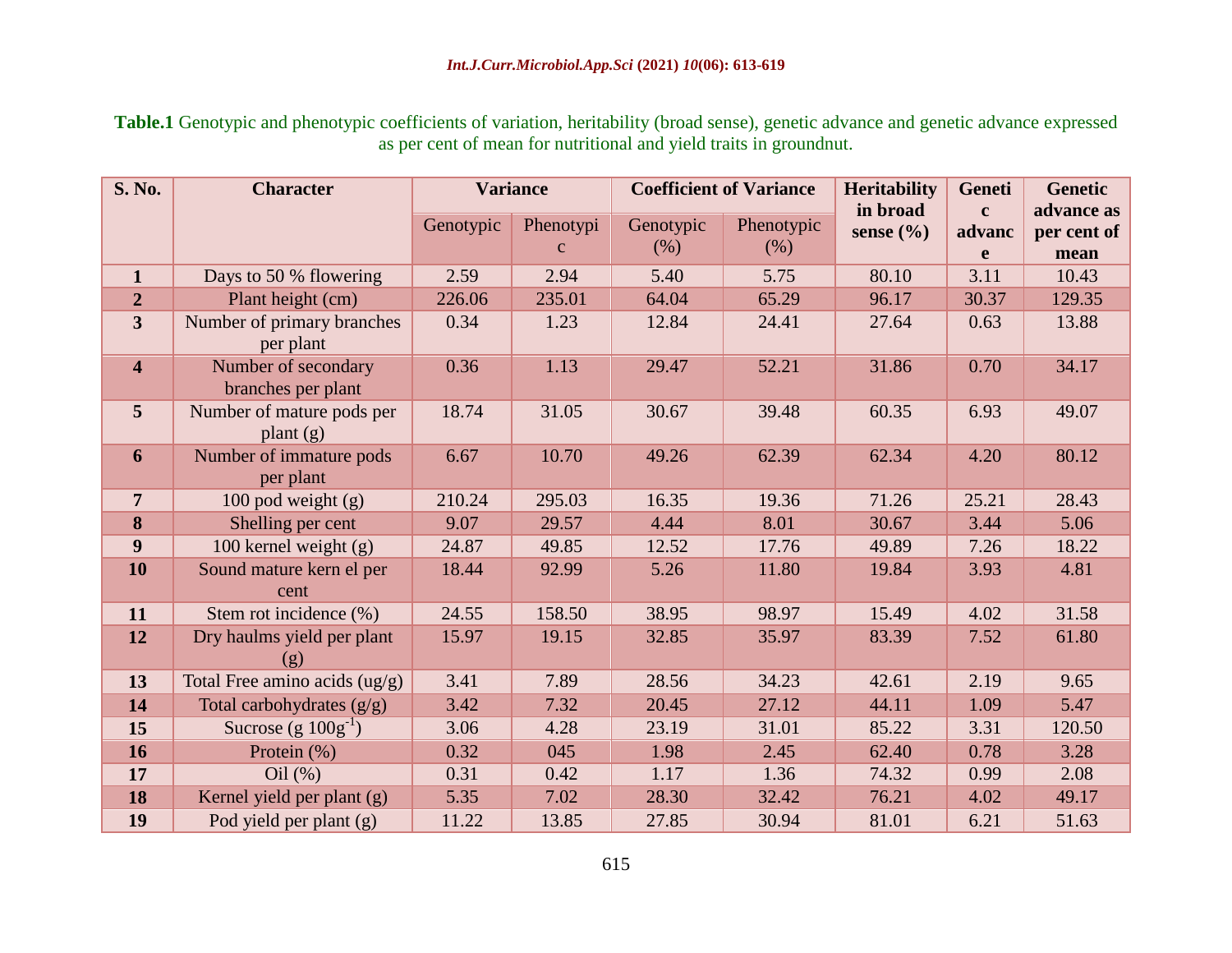**Table.1** Genotypic and phenotypic coefficients of variation, heritability (broad sense), genetic advance and genetic advance expressed as per cent of mean for nutritional and yield traits in groundnut.

| S. No. | Character | Variance | | Coefficient of Variance | | Heritability in broad sense (%) | Genetic advance | Genetic advance as per cent of mean |
|---|---|---|---|---|---|---|---|---|
| | | Genotypic | Phenotypic | Genotypic (%) | Phenotypic (%) | | | |
| **1** | Days to 50 % flowering | 2.59 | 2.94 | 5.40 | 5.75 | 80.10 | 3.11 | 10.43 |
| **2** | Plant height (cm) | 226.06 | 235.01 | 64.04 | 65.29 | 96.17 | 30.37 | 129.35 |
| **3** | Number of primary branches per plant | 0.34 | 1.23 | 12.84 | 24.41 | 27.64 | 0.63 | 13.88 |
| **4** | Number of secondary branches per plant | 0.36 | 1.13 | 29.47 | 52.21 | 31.86 | 0.70 | 34.17 |
| **5** | Number of mature pods per plant (g) | 18.74 | 31.05 | 30.67 | 39.48 | 60.35 | 6.93 | 49.07 |
| **6** | Number of immature pods per plant | 6.67 | 10.70 | 49.26 | 62.39 | 62.34 | 4.20 | 80.12 |
| **7** | 100 pod weight (g) | 210.24 | 295.03 | 16.35 | 19.36 | 71.26 | 25.21 | 28.43 |
| **8** | Shelling per cent | 9.07 | 29.57 | 4.44 | 8.01 | 30.67 | 3.44 | 5.06 |
| **9** | 100 kernel weight (g) | 24.87 | 49.85 | 12.52 | 17.76 | 49.89 | 7.26 | 18.22 |
| **10** | Sound mature kern el per cent | 18.44 | 92.99 | 5.26 | 11.80 | 19.84 | 3.93 | 4.81 |
| **11** | Stem rot incidence (%) | 24.55 | 158.50 | 38.95 | 98.97 | 15.49 | 4.02 | 31.58 |
| **12** | Dry haulms yield per plant (g) | 15.97 | 19.15 | 32.85 | 35.97 | 83.39 | 7.52 | 61.80 |
| **13** | Total Free amino acids (ug/g) | 3.41 | 7.89 | 28.56 | 34.23 | 42.61 | 2.19 | 9.65 |
| **14** | Total carbohydrates (g/g) | 3.42 | 7.32 | 20.45 | 27.12 | 44.11 | 1.09 | 5.47 |
| **15** | Sucrose (g $100g^{-1}$) | 3.06 | 4.28 | 23.19 | 31.01 | 85.22 | 3.31 | 120.50 |
| **16** | Protein (%) | 0.32 | 045 | 1.98 | 2.45 | 62.40 | 0.78 | 3.28 |
| **17** | Oil (%) | 0.31 | 0.42 | 1.17 | 1.36 | 74.32 | 0.99 | 2.08 |
| **18** | Kernel yield per plant (g) | 5.35 | 7.02 | 28.30 | 32.42 | 76.21 | 4.02 | 49.17 |
| **19** | Pod yield per plant (g) | 11.22 | 13.85 | 27.85 | 30.94 | 81.01 | 6.21 | 51.63 |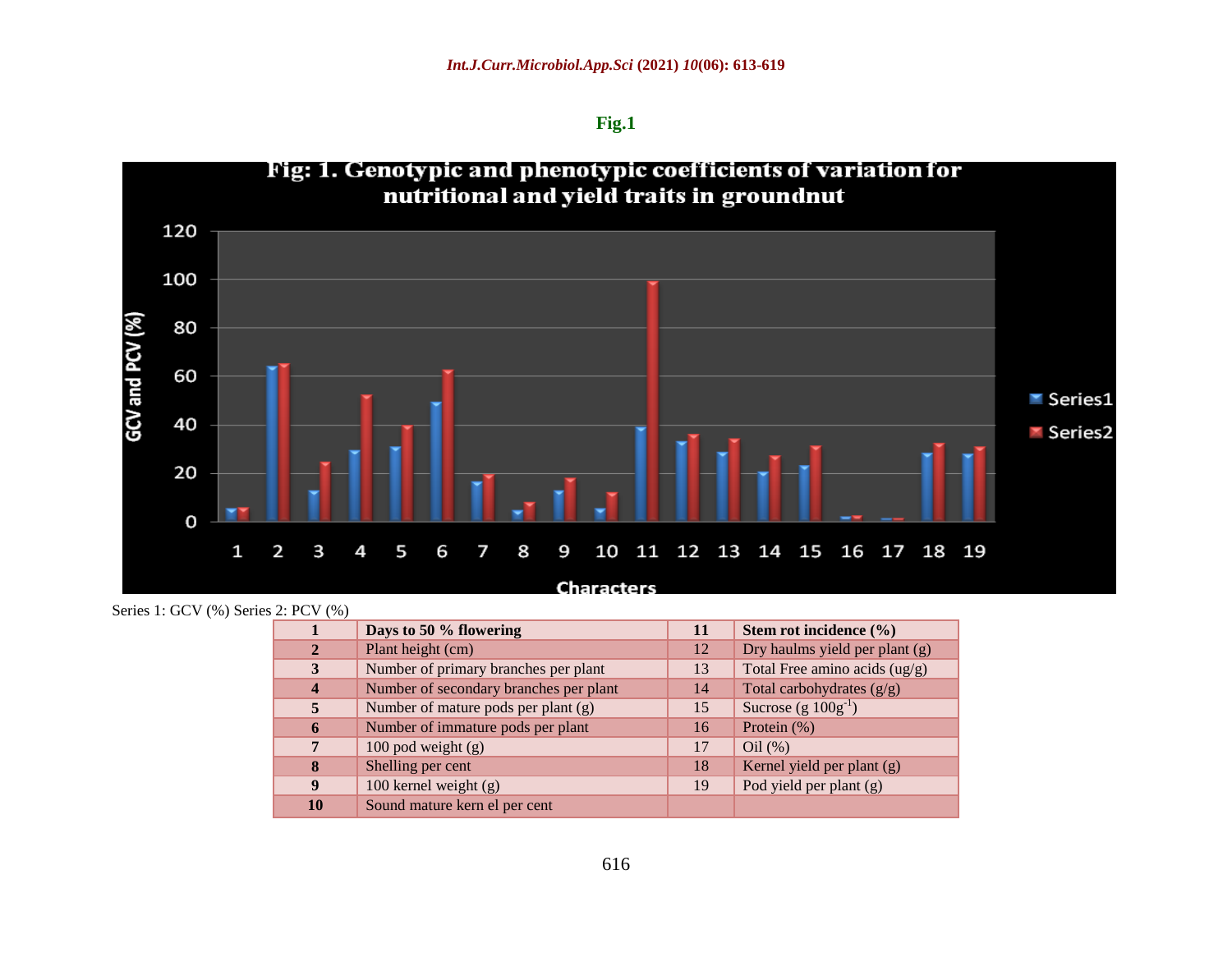**Fig.1**

Fig: 1. Genotypic and phenotypic coefficients of variation for nutritional and yield traits in groundnut

Series 1: GCV (%) Series 2: PCV (%)

| **1** | **Days to 50 % flowering** | **11** | **Stem rot incidence (%)** |
|---|---|---|---|
| **2** | Plant height (cm) | 12 | Dry haulms yield per plant (g) |
| **3** | Number of primary branches per plant | 13 | Total Free amino acids (ug/g) |
| **4** | Number of secondary branches per plant | 14 | Total carbohydrates (g/g) |
| **5** | Number of mature pods per plant (g) | 15 | Sucrose (g $100g^{-1}$) |
| **6** | Number of immature pods per plant | 16 | Protein (%) |
| **7** | 100 pod weight (g) | 17 | Oil (%) |
| **8** | Shelling per cent | 18 | Kernel yield per plant (g) |
| **9** | 100 kernel weight (g) | 19 | Pod yield per plant (g) |
| **10** | Sound mature kern el per cent | | |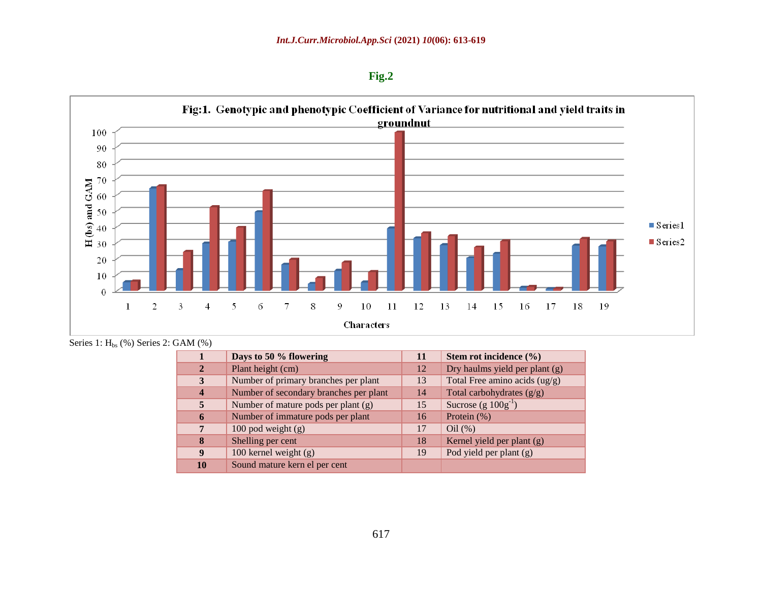**Fig.2**

**Fig:1. Genotypic and phenotypic Coefficient of Variance for nutritional and yield traits in groundnut**

Series 1: $H_{bs}$ (%) Series 2: GAM (%)

| 1 | **Days to 50 % flowering** | 11 | **Stem rot incidence (%)** |
|---|---|---|---|
| **2** | Plant height (cm) | 12 | Dry haulms yield per plant (g) |
| **3** | Number of primary branches per plant | 13 | Total Free amino acids (ug/g) |
| **4** | Number of secondary branches per plant | 14 | Total carbohydrates (g/g) |
| **5** | Number of mature pods per plant (g) | 15 | Sucrose (g $100g^{-1}$) |
| **6** | Number of immature pods per plant | 16 | Protein (%) |
| **7** | 100 pod weight (g) | 17 | Oil (%) |
| **8** | Shelling per cent | 18 | Kernel yield per plant (g) |
| **9** | 100 kernel weight (g) | 19 | Pod yield per plant (g) |
| **10** | Sound mature kern el per cent | | |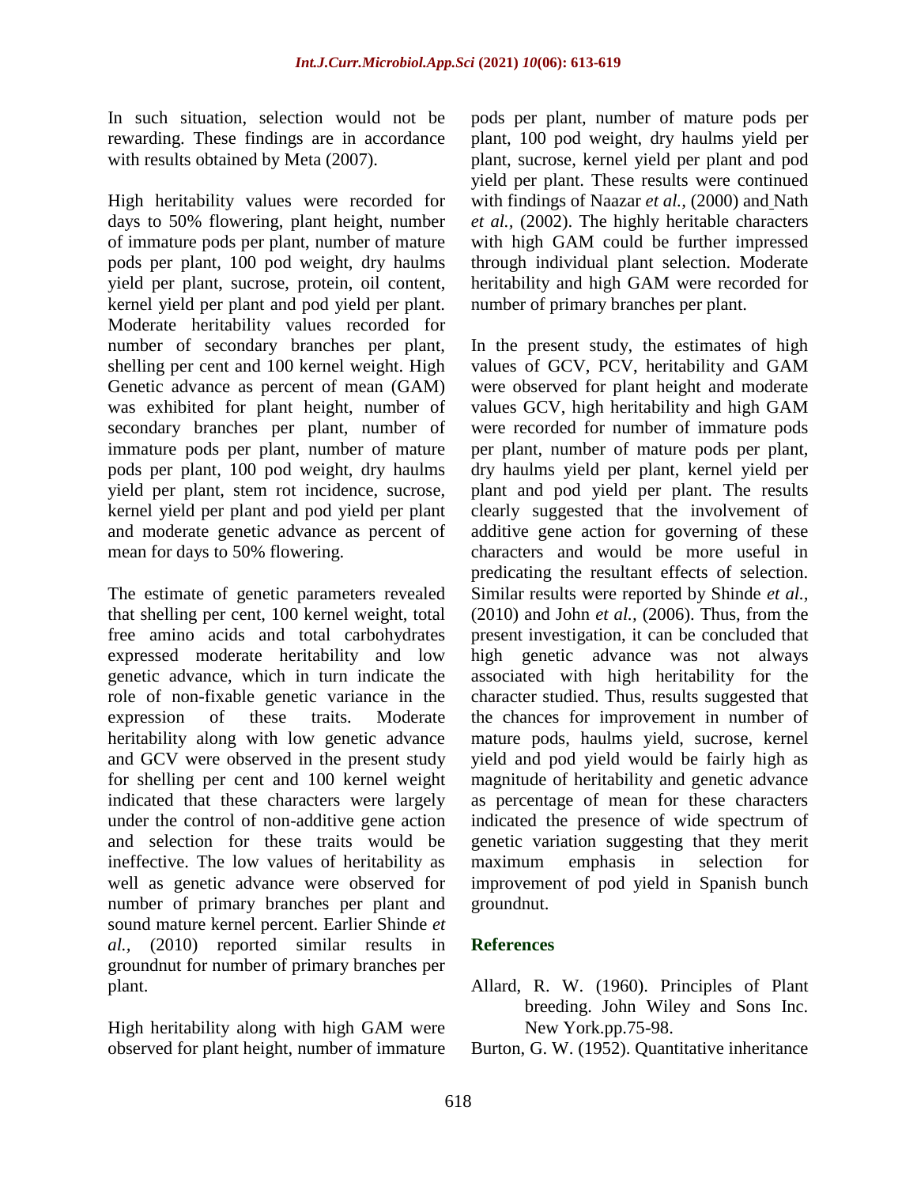In such situation, selection would not be rewarding. These findings are in accordance with results obtained by Meta (2007).

High heritability values were recorded for days to 50% flowering, plant height, number of immature pods per plant, number of mature pods per plant, 100 pod weight, dry haulms yield per plant, sucrose, protein, oil content, kernel yield per plant and pod yield per plant. Moderate heritability values recorded for number of secondary branches per plant, shelling per cent and 100 kernel weight. High Genetic advance as percent of mean (GAM) was exhibited for plant height, number of secondary branches per plant, number of immature pods per plant, number of mature pods per plant, 100 pod weight, dry haulms yield per plant, stem rot incidence, sucrose, kernel yield per plant and pod yield per plant and moderate genetic advance as percent of mean for days to 50% flowering.

The estimate of genetic parameters revealed that shelling per cent, 100 kernel weight, total free amino acids and total carbohydrates expressed moderate heritability and low genetic advance, which in turn indicate the role of non-fixable genetic variance in the expression of these traits. Moderate heritability along with low genetic advance and GCV were observed in the present study for shelling per cent and 100 kernel weight indicated that these characters were largely under the control of non-additive gene action and selection for these traits would be ineffective. The low values of heritability as well as genetic advance were observed for number of primary branches per plant and sound mature kernel percent. Earlier Shinde *et al.,* (2010) reported similar results in groundnut for number of primary branches per plant.

High heritability along with high GAM were observed for plant height, number of immature pods per plant, number of mature pods per plant, 100 pod weight, dry haulms yield per plant, sucrose, kernel yield per plant and pod yield per plant. These results were continued with findings of Naazar *et al.,* (2000) and Nath *et al.,* (2002). The highly heritable characters with high GAM could be further impressed through individual plant selection. Moderate heritability and high GAM were recorded for number of primary branches per plant.

In the present study, the estimates of high values of GCV, PCV, heritability and GAM were observed for plant height and moderate values GCV, high heritability and high GAM were recorded for number of immature pods per plant, number of mature pods per plant, dry haulms yield per plant, kernel yield per plant and pod yield per plant. The results clearly suggested that the involvement of additive gene action for governing of these characters and would be more useful in predicating the resultant effects of selection. Similar results were reported by Shinde *et al.,* (2010) and John *et al.,* (2006). Thus, from the present investigation, it can be concluded that high genetic advance was not always associated with high heritability for the character studied. Thus, results suggested that the chances for improvement in number of mature pods, haulms yield, sucrose, kernel yield and pod yield would be fairly high as magnitude of heritability and genetic advance as percentage of mean for these characters indicated the presence of wide spectrum of genetic variation suggesting that they merit maximum emphasis in selection for improvement of pod yield in Spanish bunch groundnut.

## References

Allard, R. W. (1960). Principles of Plant breeding. John Wiley and Sons Inc. New York.pp.75-98.

Burton, G. W. (1952). Quantitative inheritance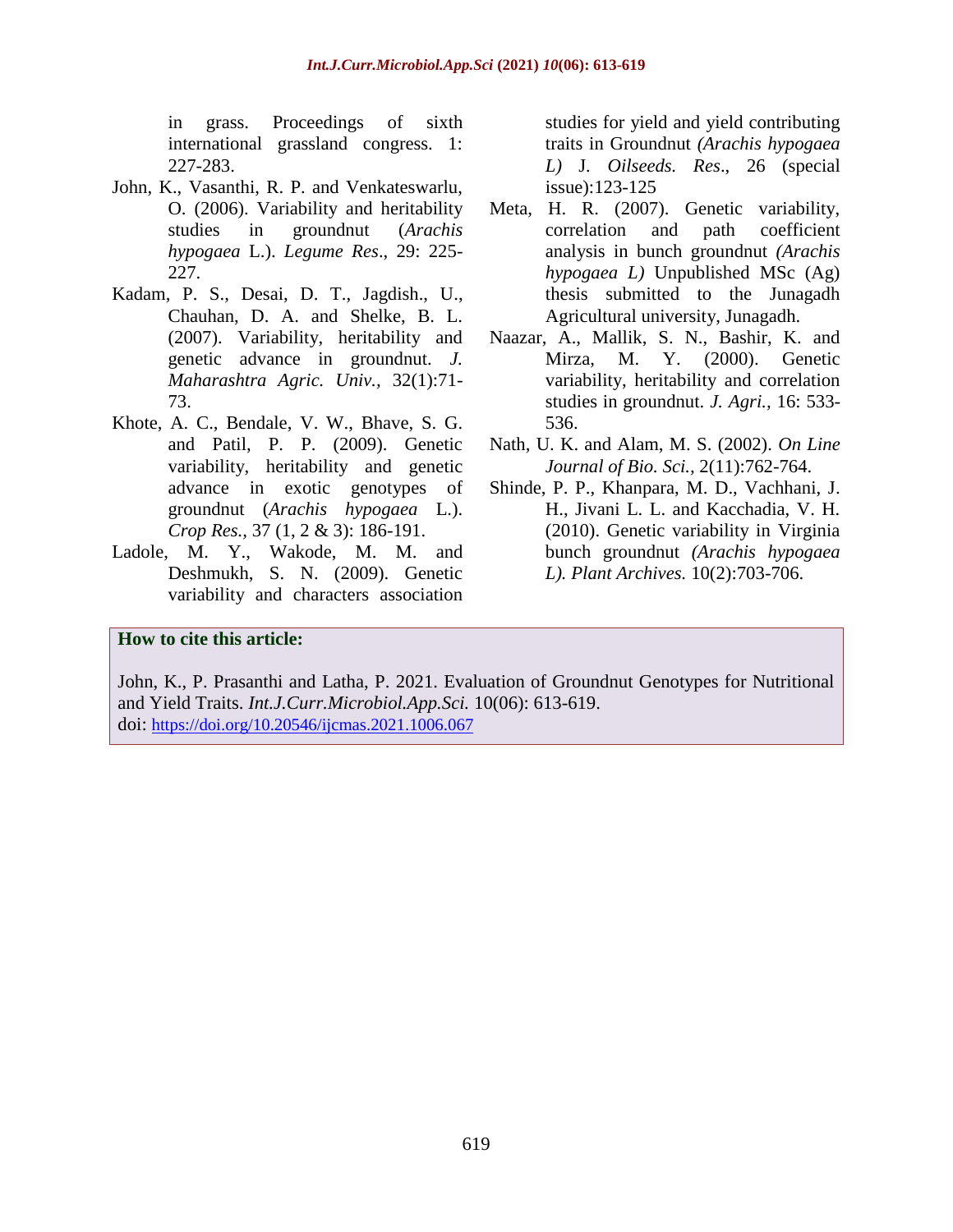in grass. Proceedings of sixth international grassland congress. 1: 227-283.

John, K., Vasanthi, R. P. and Venkateswarlu, O. (2006). Variability and heritability studies in groundnut (*Arachis hypogaea* L.). *Legume Res*., 29: 225-227.

Kadam, P. S., Desai, D. T., Jagdish., U., Chauhan, D. A. and Shelke, B. L. (2007). Variability, heritability and genetic advance in groundnut. *J. Maharashtra Agric. Univ.,* 32(1):71-73.

Khote, A. C., Bendale, V. W., Bhave, S. G. and Patil, P. P. (2009). Genetic variability, heritability and genetic advance in exotic genotypes of groundnut (*Arachis hypogaea* L.). *Crop Res.,* 37 (1, 2 & 3): 186-191.

Ladole, M. Y., Wakode, M. M. and Deshmukh, S. N. (2009). Genetic variability and characters association studies for yield and yield contributing traits in Groundnut *(Arachis hypogaea L)* J. *Oilseeds. Res*., 26 (special issue):123-125

Meta, H. R. (2007). Genetic variability, correlation and path coefficient analysis in bunch groundnut *(Arachis hypogaea L)* Unpublished MSc (Ag) thesis submitted to the Junagadh Agricultural university, Junagadh.

Naazar, A., Mallik, S. N., Bashir, K. and Mirza, M. Y. (2000). Genetic variability, heritability and correlation studies in groundnut. *J. Agri.,* 16: 533-536.

Nath, U. K. and Alam, M. S. (2002). *On Line Journal of Bio. Sci.,* 2(11):762-764.

Shinde, P. P., Khanpara, M. D., Vachhani, J. H., Jivani L. L. and Kacchadia, V. H. (2010). Genetic variability in Virginia bunch groundnut *(Arachis hypogaea L). Plant Archives.* 10(2):703-706.

**How to cite this article:**

John, K., P. Prasanthi and Latha, P. 2021. Evaluation of Groundnut Genotypes for Nutritional and Yield Traits. *Int.J.Curr.Microbiol.App.Sci.* 10(06): 613-619.
doi: https://doi.org/10.20546/ijcmas.2021.1006.067